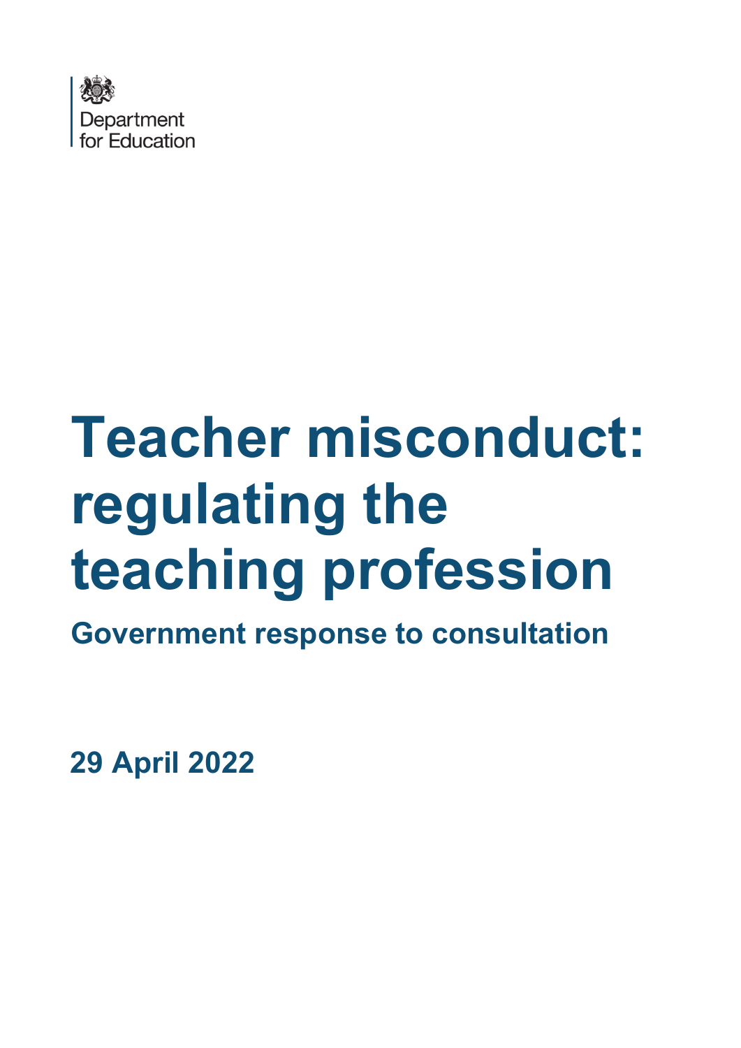Department
for Education

# Teacher misconduct: regulating the teaching profession

## Government response to consultation

**29 April 2022**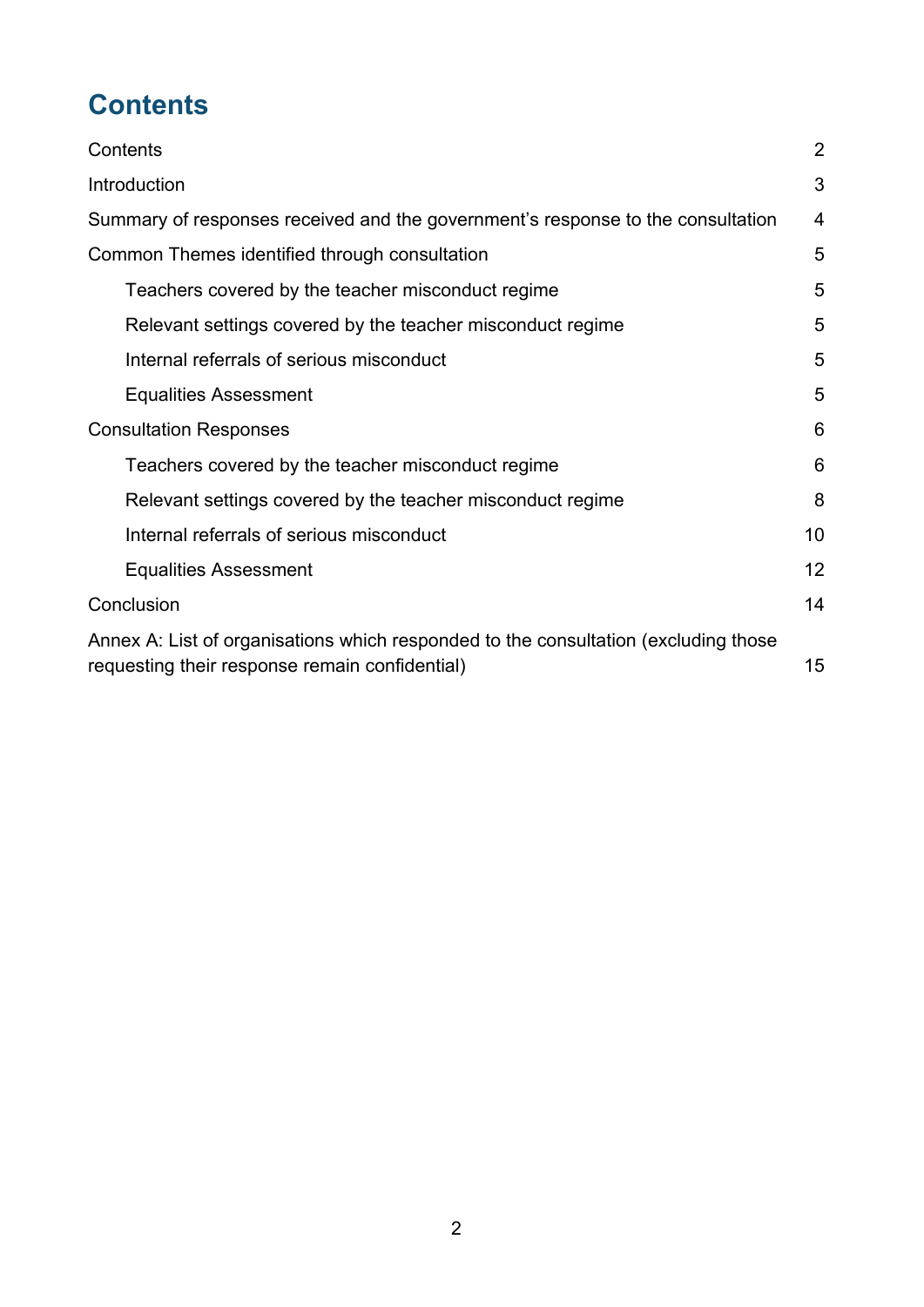# Contents

Contents 2

Introduction 3

Summary of responses received and the government's response to the consultation 4

Common Themes identified through consultation 5

- Teachers covered by the teacher misconduct regime 5
- Relevant settings covered by the teacher misconduct regime 5
- Internal referrals of serious misconduct 5
- Equalities Assessment 5

Consultation Responses 6

- Teachers covered by the teacher misconduct regime 6
- Relevant settings covered by the teacher misconduct regime 8
- Internal referrals of serious misconduct 10
- Equalities Assessment 12

Conclusion 14

Annex A: List of organisations which responded to the consultation (excluding those requesting their response remain confidential) 15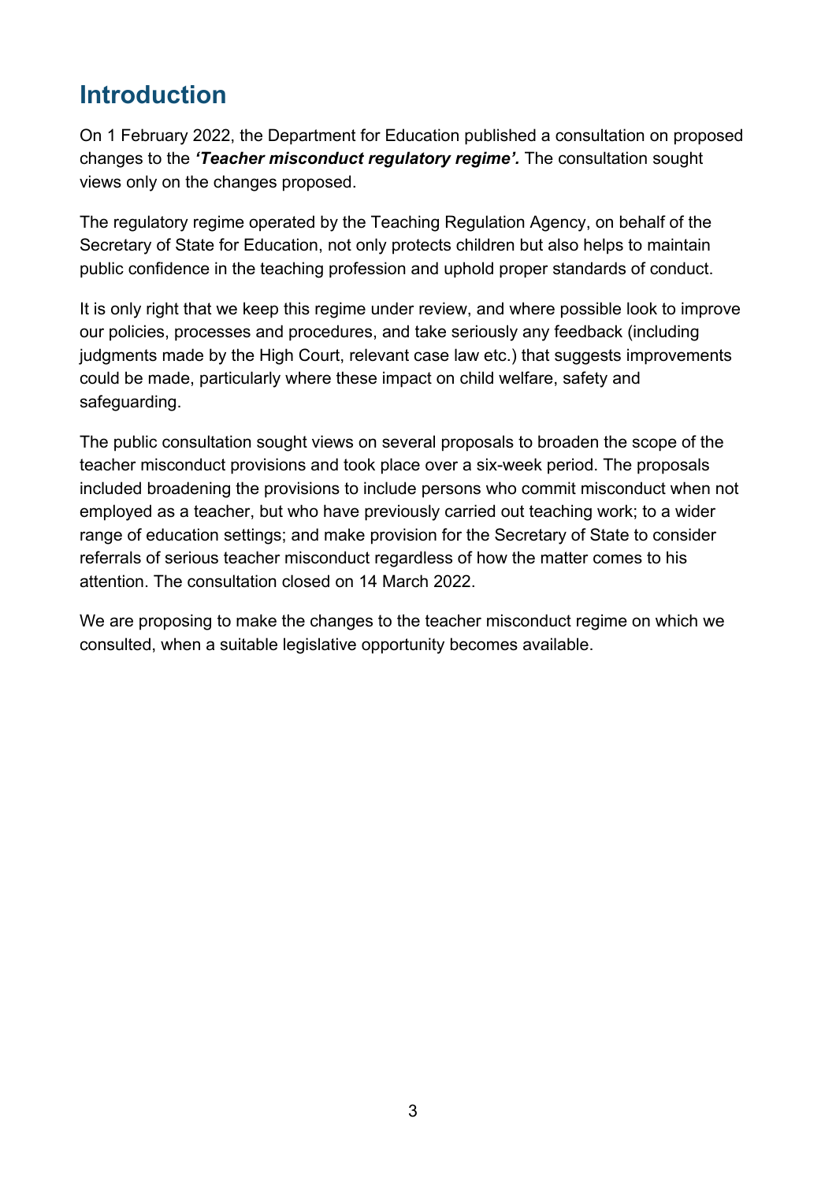## Introduction

On 1 February 2022, the Department for Education published a consultation on proposed changes to the ***'Teacher misconduct regulatory regime'.*** The consultation sought views only on the changes proposed.

The regulatory regime operated by the Teaching Regulation Agency, on behalf of the Secretary of State for Education, not only protects children but also helps to maintain public confidence in the teaching profession and uphold proper standards of conduct.

It is only right that we keep this regime under review, and where possible look to improve our policies, processes and procedures, and take seriously any feedback (including judgments made by the High Court, relevant case law etc.) that suggests improvements could be made, particularly where these impact on child welfare, safety and safeguarding.

The public consultation sought views on several proposals to broaden the scope of the teacher misconduct provisions and took place over a six-week period. The proposals included broadening the provisions to include persons who commit misconduct when not employed as a teacher, but who have previously carried out teaching work; to a wider range of education settings; and make provision for the Secretary of State to consider referrals of serious teacher misconduct regardless of how the matter comes to his attention. The consultation closed on 14 March 2022.

We are proposing to make the changes to the teacher misconduct regime on which we consulted, when a suitable legislative opportunity becomes available.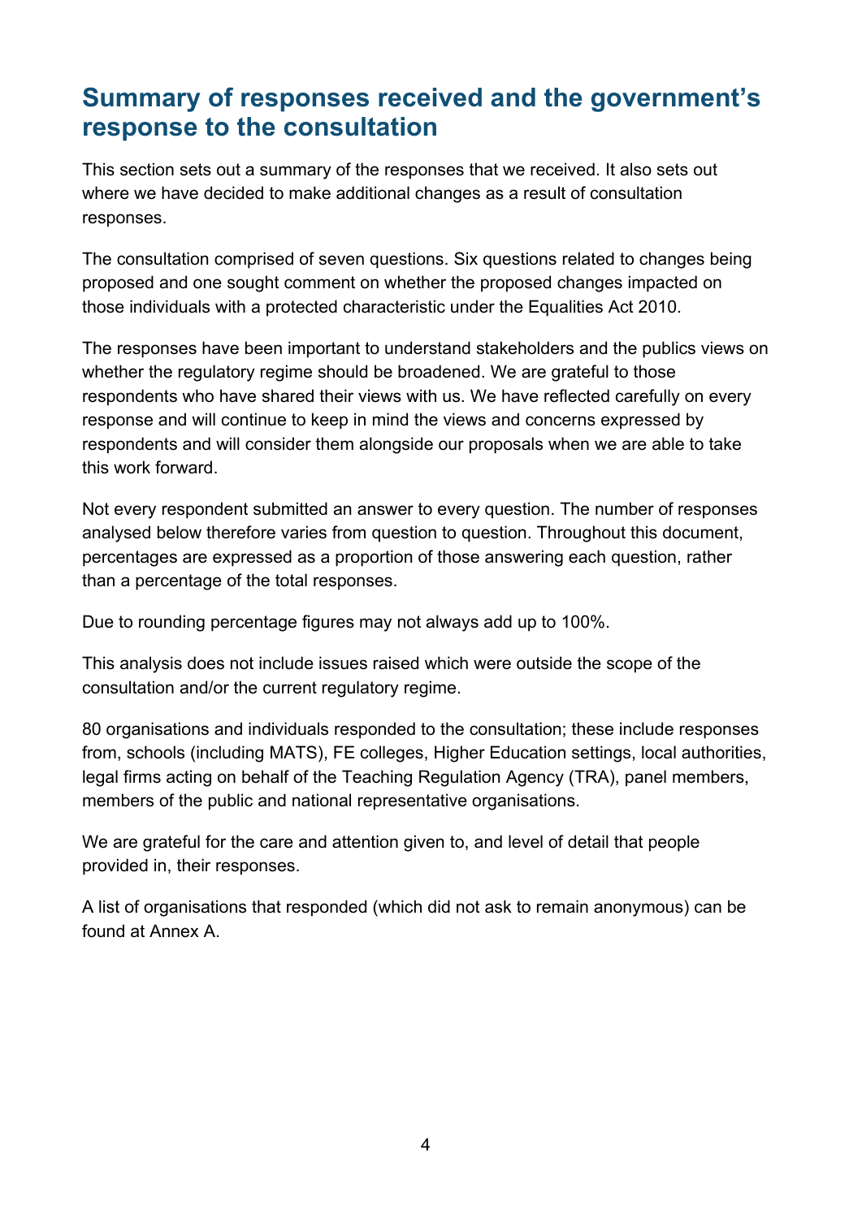## Summary of responses received and the government's response to the consultation

This section sets out a summary of the responses that we received. It also sets out where we have decided to make additional changes as a result of consultation responses.

The consultation comprised of seven questions. Six questions related to changes being proposed and one sought comment on whether the proposed changes impacted on those individuals with a protected characteristic under the Equalities Act 2010.

The responses have been important to understand stakeholders and the publics views on whether the regulatory regime should be broadened. We are grateful to those respondents who have shared their views with us. We have reflected carefully on every response and will continue to keep in mind the views and concerns expressed by respondents and will consider them alongside our proposals when we are able to take this work forward.

Not every respondent submitted an answer to every question. The number of responses analysed below therefore varies from question to question. Throughout this document, percentages are expressed as a proportion of those answering each question, rather than a percentage of the total responses.

Due to rounding percentage figures may not always add up to 100%.

This analysis does not include issues raised which were outside the scope of the consultation and/or the current regulatory regime.

80 organisations and individuals responded to the consultation; these include responses from, schools (including MATS), FE colleges, Higher Education settings, local authorities, legal firms acting on behalf of the Teaching Regulation Agency (TRA), panel members, members of the public and national representative organisations.

We are grateful for the care and attention given to, and level of detail that people provided in, their responses.

A list of organisations that responded (which did not ask to remain anonymous) can be found at Annex A.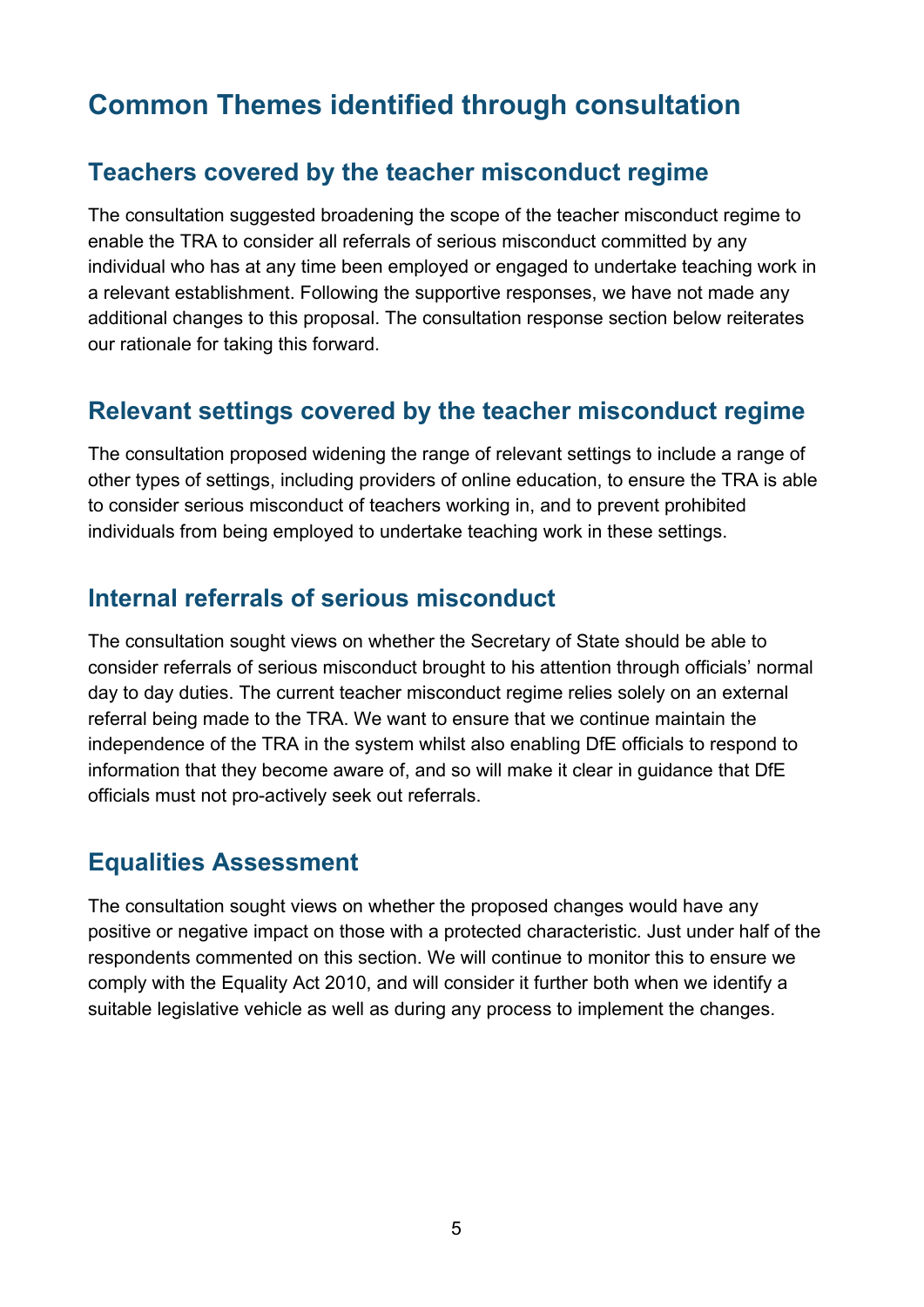# Common Themes identified through consultation

## Teachers covered by the teacher misconduct regime

The consultation suggested broadening the scope of the teacher misconduct regime to enable the TRA to consider all referrals of serious misconduct committed by any individual who has at any time been employed or engaged to undertake teaching work in a relevant establishment. Following the supportive responses, we have not made any additional changes to this proposal. The consultation response section below reiterates our rationale for taking this forward.

## Relevant settings covered by the teacher misconduct regime

The consultation proposed widening the range of relevant settings to include a range of other types of settings, including providers of online education, to ensure the TRA is able to consider serious misconduct of teachers working in, and to prevent prohibited individuals from being employed to undertake teaching work in these settings.

## Internal referrals of serious misconduct

The consultation sought views on whether the Secretary of State should be able to consider referrals of serious misconduct brought to his attention through officials' normal day to day duties. The current teacher misconduct regime relies solely on an external referral being made to the TRA. We want to ensure that we continue maintain the independence of the TRA in the system whilst also enabling DfE officials to respond to information that they become aware of, and so will make it clear in guidance that DfE officials must not pro-actively seek out referrals.

## Equalities Assessment

The consultation sought views on whether the proposed changes would have any positive or negative impact on those with a protected characteristic. Just under half of the respondents commented on this section. We will continue to monitor this to ensure we comply with the Equality Act 2010, and will consider it further both when we identify a suitable legislative vehicle as well as during any process to implement the changes.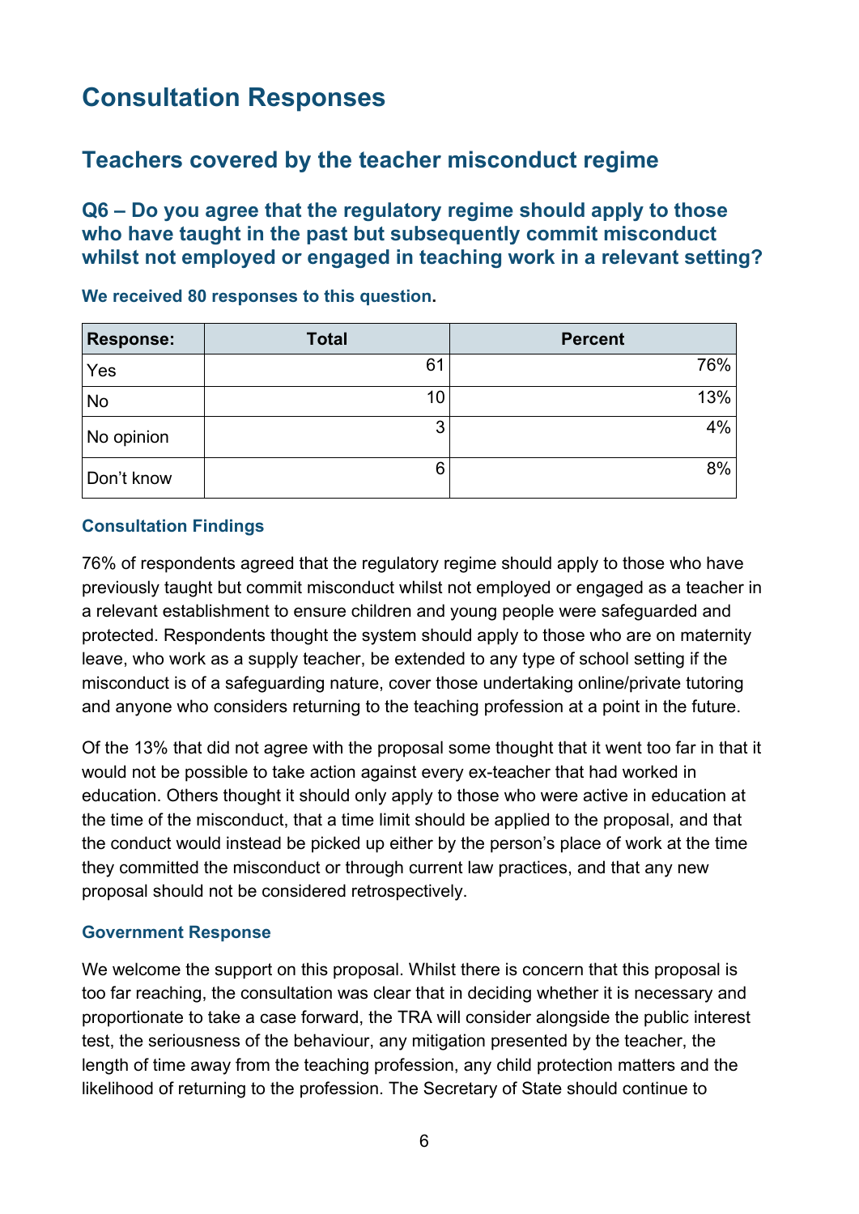# Consultation Responses

## Teachers covered by the teacher misconduct regime

### Q6 – Do you agree that the regulatory regime should apply to those who have taught in the past but subsequently commit misconduct whilst not employed or engaged in teaching work in a relevant setting?

**We received 80 responses to this question.**

| Response: | Total | Percent |
|---|---|---|
| Yes | 61 | 76% |
| No | 10 | 13% |
| No opinion | 3 | 4% |
| Don't know | 6 | 8% |

#### Consultation Findings

76% of respondents agreed that the regulatory regime should apply to those who have previously taught but commit misconduct whilst not employed or engaged as a teacher in a relevant establishment to ensure children and young people were safeguarded and protected. Respondents thought the system should apply to those who are on maternity leave, who work as a supply teacher, be extended to any type of school setting if the misconduct is of a safeguarding nature, cover those undertaking online/private tutoring and anyone who considers returning to the teaching profession at a point in the future.

Of the 13% that did not agree with the proposal some thought that it went too far in that it would not be possible to take action against every ex-teacher that had worked in education. Others thought it should only apply to those who were active in education at the time of the misconduct, that a time limit should be applied to the proposal, and that the conduct would instead be picked up either by the person's place of work at the time they committed the misconduct or through current law practices, and that any new proposal should not be considered retrospectively.

#### Government Response

We welcome the support on this proposal. Whilst there is concern that this proposal is too far reaching, the consultation was clear that in deciding whether it is necessary and proportionate to take a case forward, the TRA will consider alongside the public interest test, the seriousness of the behaviour, any mitigation presented by the teacher, the length of time away from the teaching profession, any child protection matters and the likelihood of returning to the profession. The Secretary of State should continue to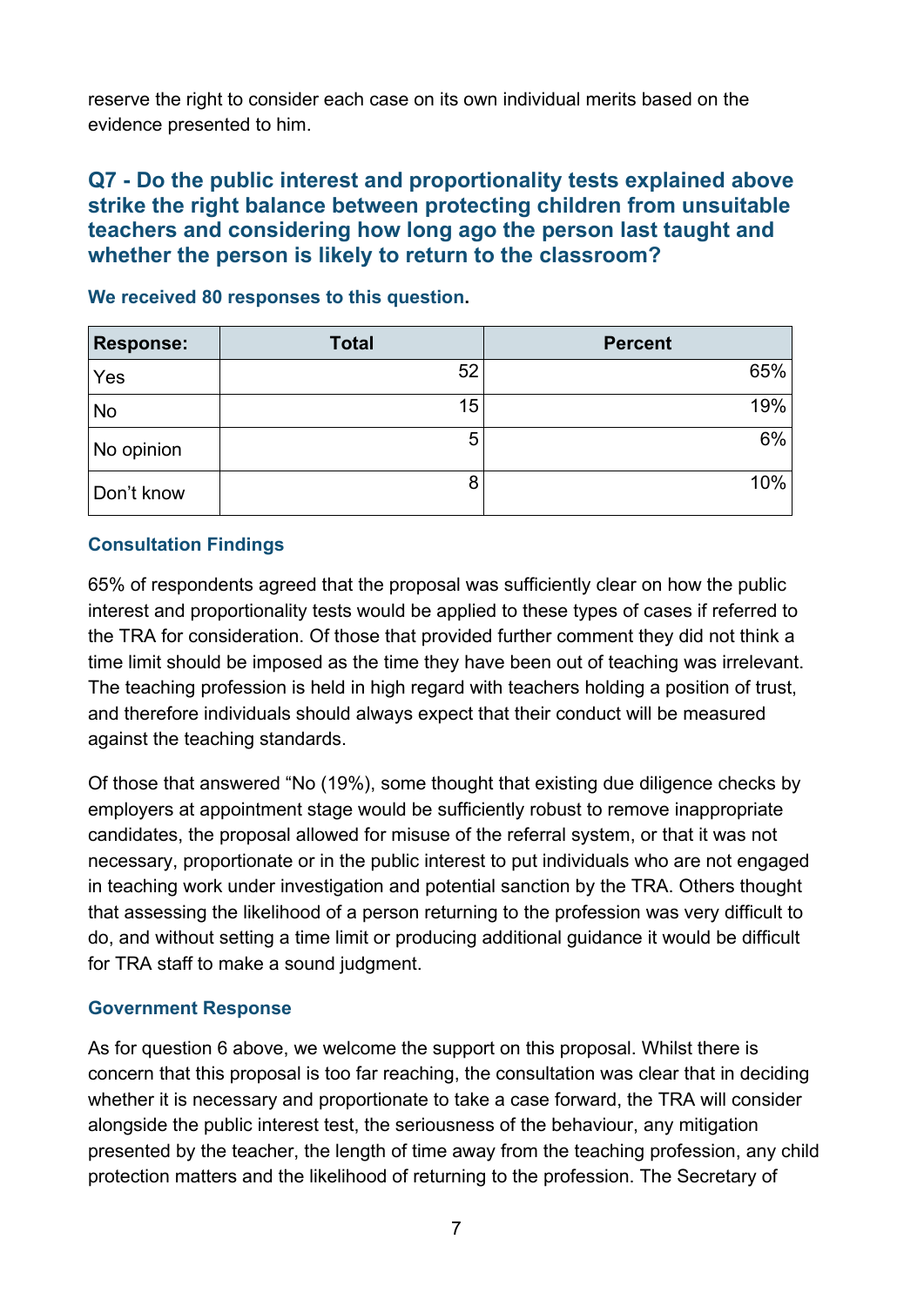reserve the right to consider each case on its own individual merits based on the evidence presented to him.

## Q7 - Do the public interest and proportionality tests explained above strike the right balance between protecting children from unsuitable teachers and considering how long ago the person last taught and whether the person is likely to return to the classroom?

**We received 80 responses to this question.**

| Response: | Total | Percent |
|---|---|---|
| Yes | 52 | 65% |
| No | 15 | 19% |
| No opinion | 5 | 6% |
| Don't know | 8 | 10% |

### Consultation Findings

65% of respondents agreed that the proposal was sufficiently clear on how the public interest and proportionality tests would be applied to these types of cases if referred to the TRA for consideration. Of those that provided further comment they did not think a time limit should be imposed as the time they have been out of teaching was irrelevant. The teaching profession is held in high regard with teachers holding a position of trust, and therefore individuals should always expect that their conduct will be measured against the teaching standards.

Of those that answered "No (19%), some thought that existing due diligence checks by employers at appointment stage would be sufficiently robust to remove inappropriate candidates, the proposal allowed for misuse of the referral system, or that it was not necessary, proportionate or in the public interest to put individuals who are not engaged in teaching work under investigation and potential sanction by the TRA. Others thought that assessing the likelihood of a person returning to the profession was very difficult to do, and without setting a time limit or producing additional guidance it would be difficult for TRA staff to make a sound judgment.

### Government Response

As for question 6 above, we welcome the support on this proposal. Whilst there is concern that this proposal is too far reaching, the consultation was clear that in deciding whether it is necessary and proportionate to take a case forward, the TRA will consider alongside the public interest test, the seriousness of the behaviour, any mitigation presented by the teacher, the length of time away from the teaching profession, any child protection matters and the likelihood of returning to the profession. The Secretary of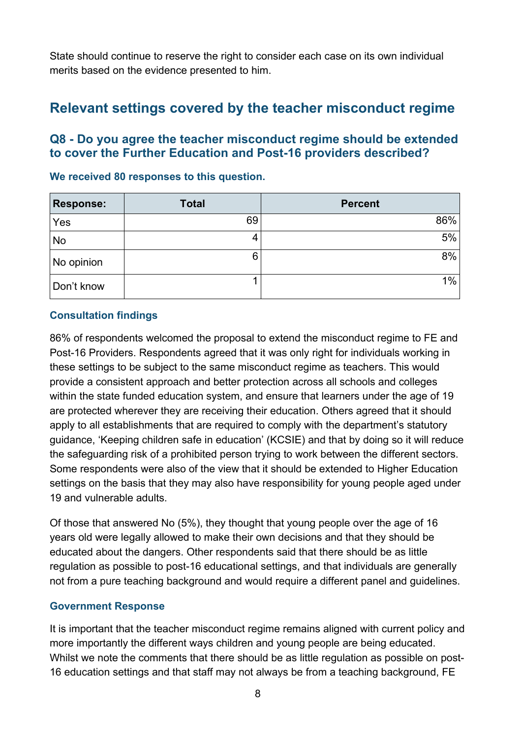State should continue to reserve the right to consider each case on its own individual merits based on the evidence presented to him.

## Relevant settings covered by the teacher misconduct regime

### Q8 - Do you agree the teacher misconduct regime should be extended to cover the Further Education and Post-16 providers described?

**We received 80 responses to this question.**

| Response: | Total | Percent |
|---|---|---|
| Yes | 69 | 86% |
| No | 4 | 5% |
| No opinion | 6 | 8% |
| Don't know | 1 | 1% |

#### Consultation findings

86% of respondents welcomed the proposal to extend the misconduct regime to FE and Post-16 Providers. Respondents agreed that it was only right for individuals working in these settings to be subject to the same misconduct regime as teachers. This would provide a consistent approach and better protection across all schools and colleges within the state funded education system, and ensure that learners under the age of 19 are protected wherever they are receiving their education. Others agreed that it should apply to all establishments that are required to comply with the department's statutory guidance, 'Keeping children safe in education' (KCSIE) and that by doing so it will reduce the safeguarding risk of a prohibited person trying to work between the different sectors. Some respondents were also of the view that it should be extended to Higher Education settings on the basis that they may also have responsibility for young people aged under 19 and vulnerable adults.

Of those that answered No (5%), they thought that young people over the age of 16 years old were legally allowed to make their own decisions and that they should be educated about the dangers. Other respondents said that there should be as little regulation as possible to post-16 educational settings, and that individuals are generally not from a pure teaching background and would require a different panel and guidelines.

#### Government Response

It is important that the teacher misconduct regime remains aligned with current policy and more importantly the different ways children and young people are being educated. Whilst we note the comments that there should be as little regulation as possible on post-16 education settings and that staff may not always be from a teaching background, FE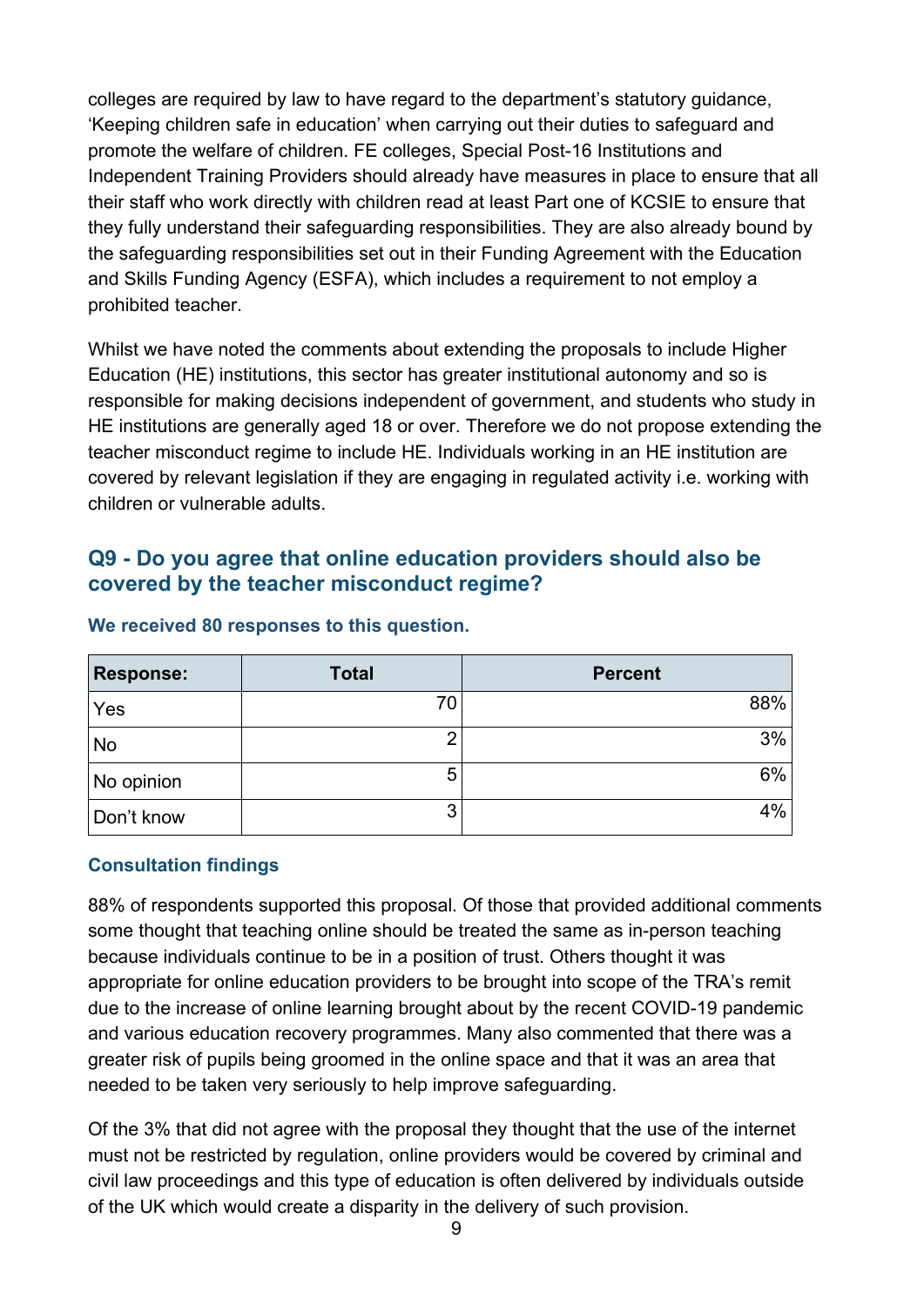colleges are required by law to have regard to the department's statutory guidance, 'Keeping children safe in education' when carrying out their duties to safeguard and promote the welfare of children. FE colleges, Special Post-16 Institutions and Independent Training Providers should already have measures in place to ensure that all their staff who work directly with children read at least Part one of KCSIE to ensure that they fully understand their safeguarding responsibilities. They are also already bound by the safeguarding responsibilities set out in their Funding Agreement with the Education and Skills Funding Agency (ESFA), which includes a requirement to not employ a prohibited teacher.

Whilst we have noted the comments about extending the proposals to include Higher Education (HE) institutions, this sector has greater institutional autonomy and so is responsible for making decisions independent of government, and students who study in HE institutions are generally aged 18 or over. Therefore we do not propose extending the teacher misconduct regime to include HE. Individuals working in an HE institution are covered by relevant legislation if they are engaging in regulated activity i.e. working with children or vulnerable adults.

## Q9 - Do you agree that online education providers should also be covered by the teacher misconduct regime?

**We received 80 responses to this question.**

| Response: | Total | Percent |
|---|---|---|
| Yes | 70 | 88% |
| No | 2 | 3% |
| No opinion | 5 | 6% |
| Don't know | 3 | 4% |

### Consultation findings

88% of respondents supported this proposal. Of those that provided additional comments some thought that teaching online should be treated the same as in-person teaching because individuals continue to be in a position of trust. Others thought it was appropriate for online education providers to be brought into scope of the TRA's remit due to the increase of online learning brought about by the recent COVID-19 pandemic and various education recovery programmes. Many also commented that there was a greater risk of pupils being groomed in the online space and that it was an area that needed to be taken very seriously to help improve safeguarding.

Of the 3% that did not agree with the proposal they thought that the use of the internet must not be restricted by regulation, online providers would be covered by criminal and civil law proceedings and this type of education is often delivered by individuals outside of the UK which would create a disparity in the delivery of such provision.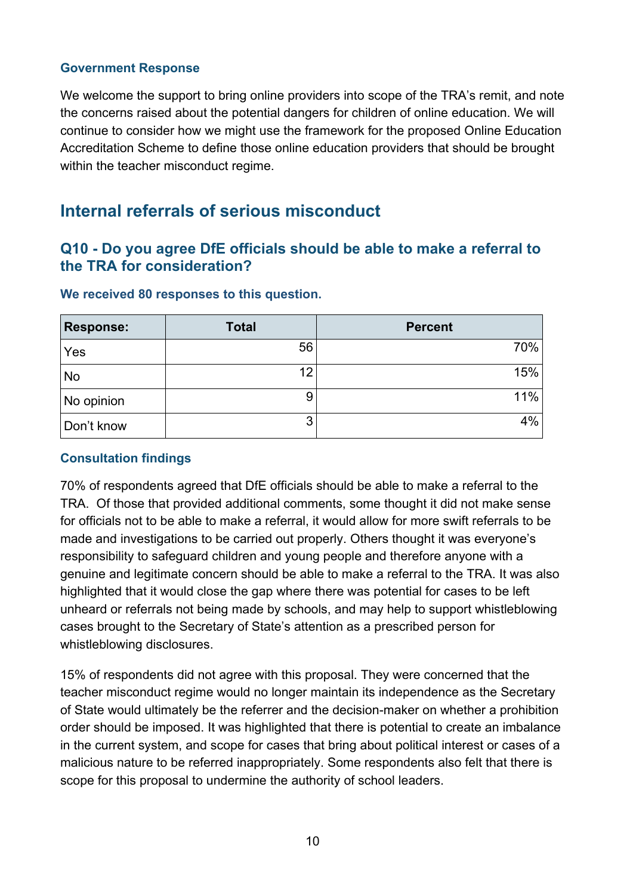### Government Response

We welcome the support to bring online providers into scope of the TRA's remit, and note the concerns raised about the potential dangers for children of online education. We will continue to consider how we might use the framework for the proposed Online Education Accreditation Scheme to define those online education providers that should be brought within the teacher misconduct regime.

## Internal referrals of serious misconduct

### Q10 - Do you agree DfE officials should be able to make a referral to the TRA for consideration?

**We received 80 responses to this question.**

| Response: | Total | Percent |
|---|---|---|
| Yes | 56 | 70% |
| No | 12 | 15% |
| No opinion | 9 | 11% |
| Don't know | 3 | 4% |

### Consultation findings

70% of respondents agreed that DfE officials should be able to make a referral to the TRA. Of those that provided additional comments, some thought it did not make sense for officials not to be able to make a referral, it would allow for more swift referrals to be made and investigations to be carried out properly. Others thought it was everyone's responsibility to safeguard children and young people and therefore anyone with a genuine and legitimate concern should be able to make a referral to the TRA. It was also highlighted that it would close the gap where there was potential for cases to be left unheard or referrals not being made by schools, and may help to support whistleblowing cases brought to the Secretary of State's attention as a prescribed person for whistleblowing disclosures.

15% of respondents did not agree with this proposal. They were concerned that the teacher misconduct regime would no longer maintain its independence as the Secretary of State would ultimately be the referrer and the decision-maker on whether a prohibition order should be imposed. It was highlighted that there is potential to create an imbalance in the current system, and scope for cases that bring about political interest or cases of a malicious nature to be referred inappropriately. Some respondents also felt that there is scope for this proposal to undermine the authority of school leaders.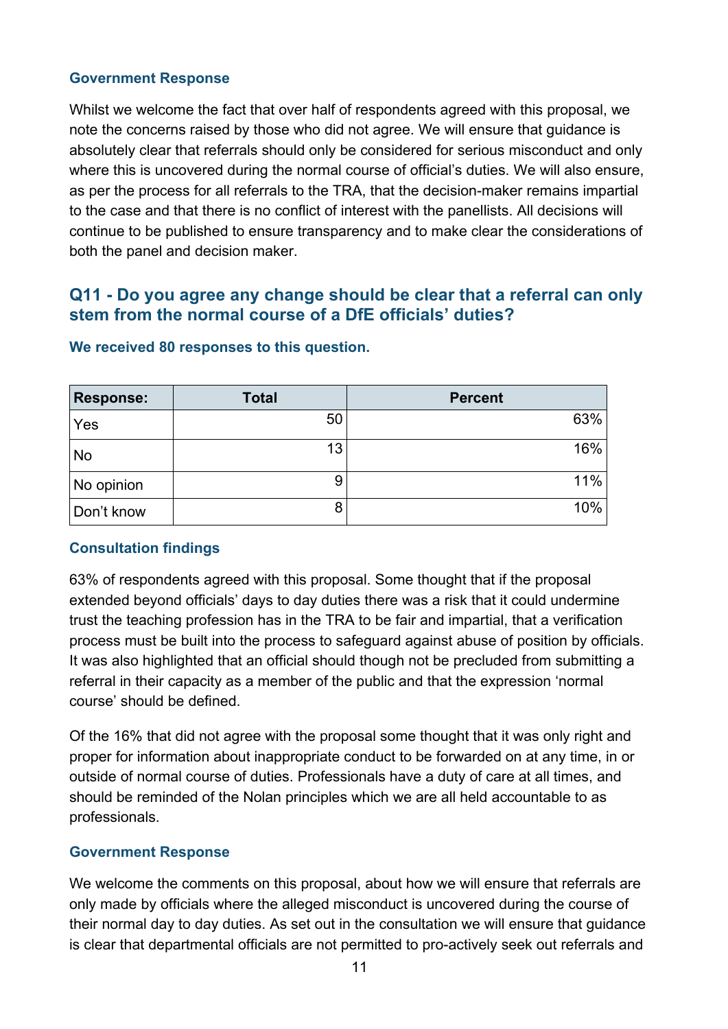### Government Response

Whilst we welcome the fact that over half of respondents agreed with this proposal, we note the concerns raised by those who did not agree. We will ensure that guidance is absolutely clear that referrals should only be considered for serious misconduct and only where this is uncovered during the normal course of official's duties. We will also ensure, as per the process for all referrals to the TRA, that the decision-maker remains impartial to the case and that there is no conflict of interest with the panellists. All decisions will continue to be published to ensure transparency and to make clear the considerations of both the panel and decision maker.

## Q11 - Do you agree any change should be clear that a referral can only stem from the normal course of a DfE officials' duties?

**We received 80 responses to this question.**

| Response: | Total | Percent |
| --- | --- | --- |
| Yes | 50 | 63% |
| No | 13 | 16% |
| No opinion | 9 | 11% |
| Don't know | 8 | 10% |

### Consultation findings

63% of respondents agreed with this proposal. Some thought that if the proposal extended beyond officials' days to day duties there was a risk that it could undermine trust the teaching profession has in the TRA to be fair and impartial, that a verification process must be built into the process to safeguard against abuse of position by officials. It was also highlighted that an official should though not be precluded from submitting a referral in their capacity as a member of the public and that the expression 'normal course' should be defined.

Of the 16% that did not agree with the proposal some thought that it was only right and proper for information about inappropriate conduct to be forwarded on at any time, in or outside of normal course of duties. Professionals have a duty of care at all times, and should be reminded of the Nolan principles which we are all held accountable to as professionals.

### Government Response

We welcome the comments on this proposal, about how we will ensure that referrals are only made by officials where the alleged misconduct is uncovered during the course of their normal day to day duties. As set out in the consultation we will ensure that guidance is clear that departmental officials are not permitted to pro-actively seek out referrals and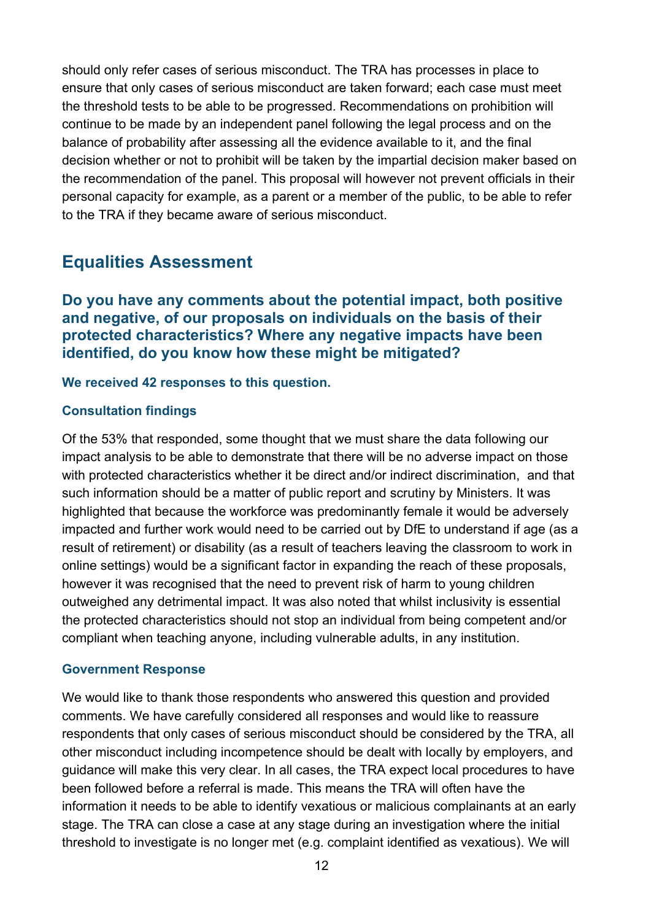should only refer cases of serious misconduct. The TRA has processes in place to ensure that only cases of serious misconduct are taken forward; each case must meet the threshold tests to be able to be progressed. Recommendations on prohibition will continue to be made by an independent panel following the legal process and on the balance of probability after assessing all the evidence available to it, and the final decision whether or not to prohibit will be taken by the impartial decision maker based on the recommendation of the panel. This proposal will however not prevent officials in their personal capacity for example, as a parent or a member of the public, to be able to refer to the TRA if they became aware of serious misconduct.

## Equalities Assessment

### Do you have any comments about the potential impact, both positive and negative, of our proposals on individuals on the basis of their protected characteristics? Where any negative impacts have been identified, do you know how these might be mitigated?

**We received 42 responses to this question.**

**Consultation findings**

Of the 53% that responded, some thought that we must share the data following our impact analysis to be able to demonstrate that there will be no adverse impact on those with protected characteristics whether it be direct and/or indirect discrimination, and that such information should be a matter of public report and scrutiny by Ministers. It was highlighted that because the workforce was predominantly female it would be adversely impacted and further work would need to be carried out by DfE to understand if age (as a result of retirement) or disability (as a result of teachers leaving the classroom to work in online settings) would be a significant factor in expanding the reach of these proposals, however it was recognised that the need to prevent risk of harm to young children outweighed any detrimental impact. It was also noted that whilst inclusivity is essential the protected characteristics should not stop an individual from being competent and/or compliant when teaching anyone, including vulnerable adults, in any institution.

**Government Response**

We would like to thank those respondents who answered this question and provided comments. We have carefully considered all responses and would like to reassure respondents that only cases of serious misconduct should be considered by the TRA, all other misconduct including incompetence should be dealt with locally by employers, and guidance will make this very clear. In all cases, the TRA expect local procedures to have been followed before a referral is made. This means the TRA will often have the information it needs to be able to identify vexatious or malicious complainants at an early stage. The TRA can close a case at any stage during an investigation where the initial threshold to investigate is no longer met (e.g. complaint identified as vexatious). We will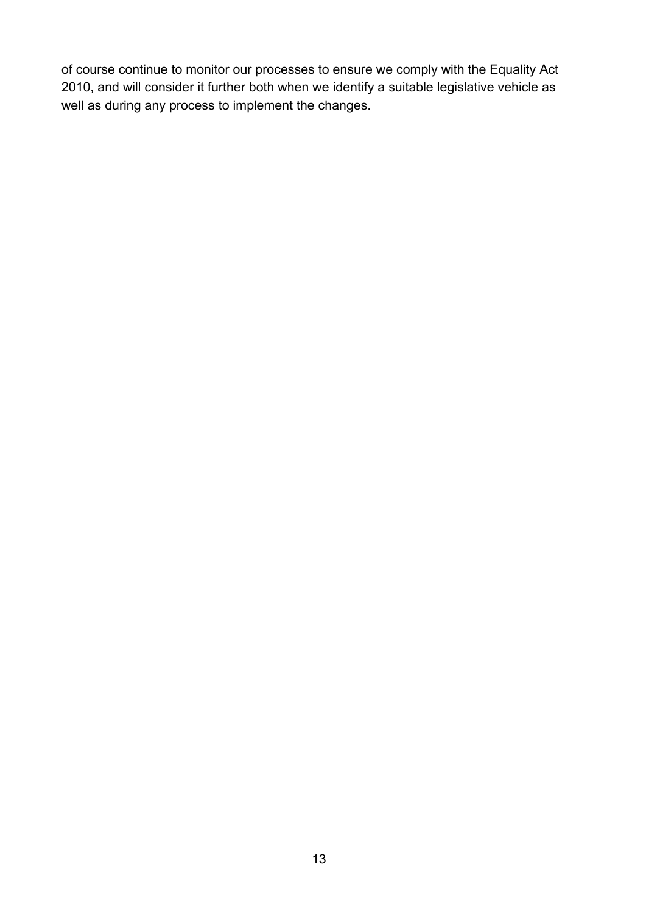of course continue to monitor our processes to ensure we comply with the Equality Act 2010, and will consider it further both when we identify a suitable legislative vehicle as well as during any process to implement the changes.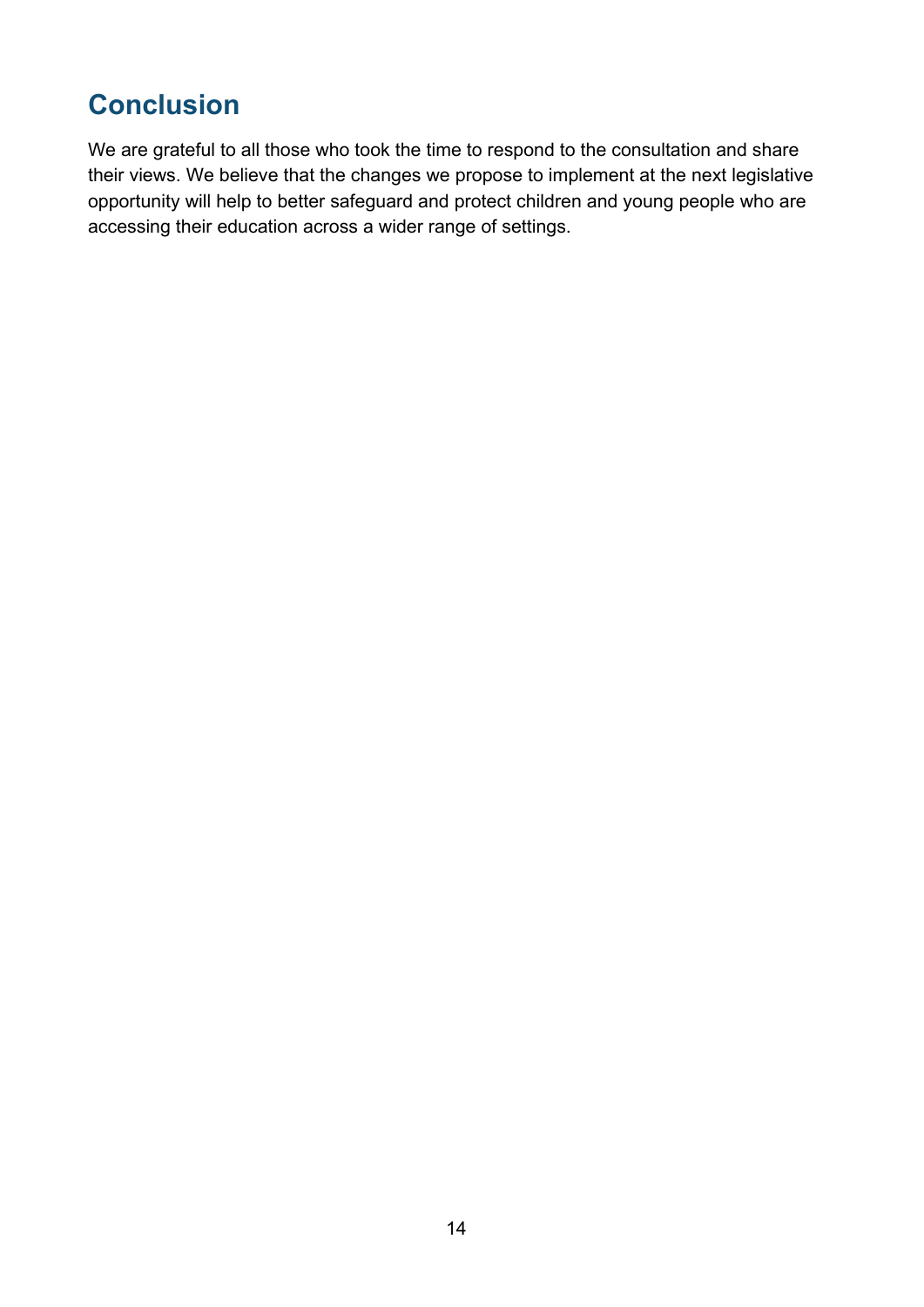# Conclusion

We are grateful to all those who took the time to respond to the consultation and share their views. We believe that the changes we propose to implement at the next legislative opportunity will help to better safeguard and protect children and young people who are accessing their education across a wider range of settings.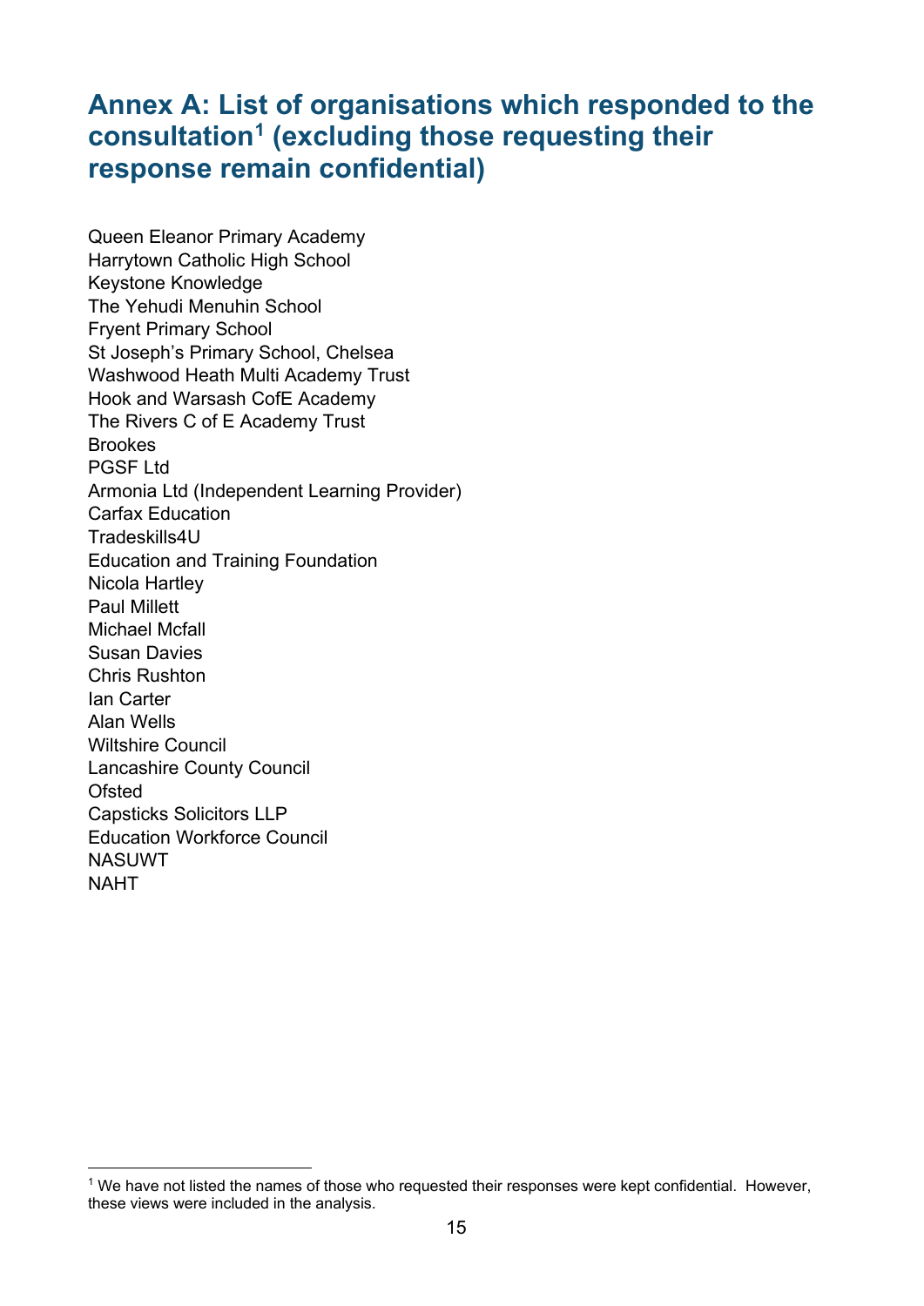## Annex A: List of organisations which responded to the consultation[1] (excluding those requesting their response remain confidential)

Queen Eleanor Primary Academy
Harrytown Catholic High School
Keystone Knowledge
The Yehudi Menuhin School
Fryent Primary School
St Joseph's Primary School, Chelsea
Washwood Heath Multi Academy Trust
Hook and Warsash CofE Academy
The Rivers C of E Academy Trust
Brookes
PGSF Ltd
Armonia Ltd (Independent Learning Provider)
Carfax Education
Tradeskills4U
Education and Training Foundation
Nicola Hartley
Paul Millett
Michael Mcfall
Susan Davies
Chris Rushton
Ian Carter
Alan Wells
Wiltshire Council
Lancashire County Council
Ofsted
Capsticks Solicitors LLP
Education Workforce Council
NASUWT
NAHT

[1] We have not listed the names of those who requested their responses were kept confidential. However, these views were included in the analysis.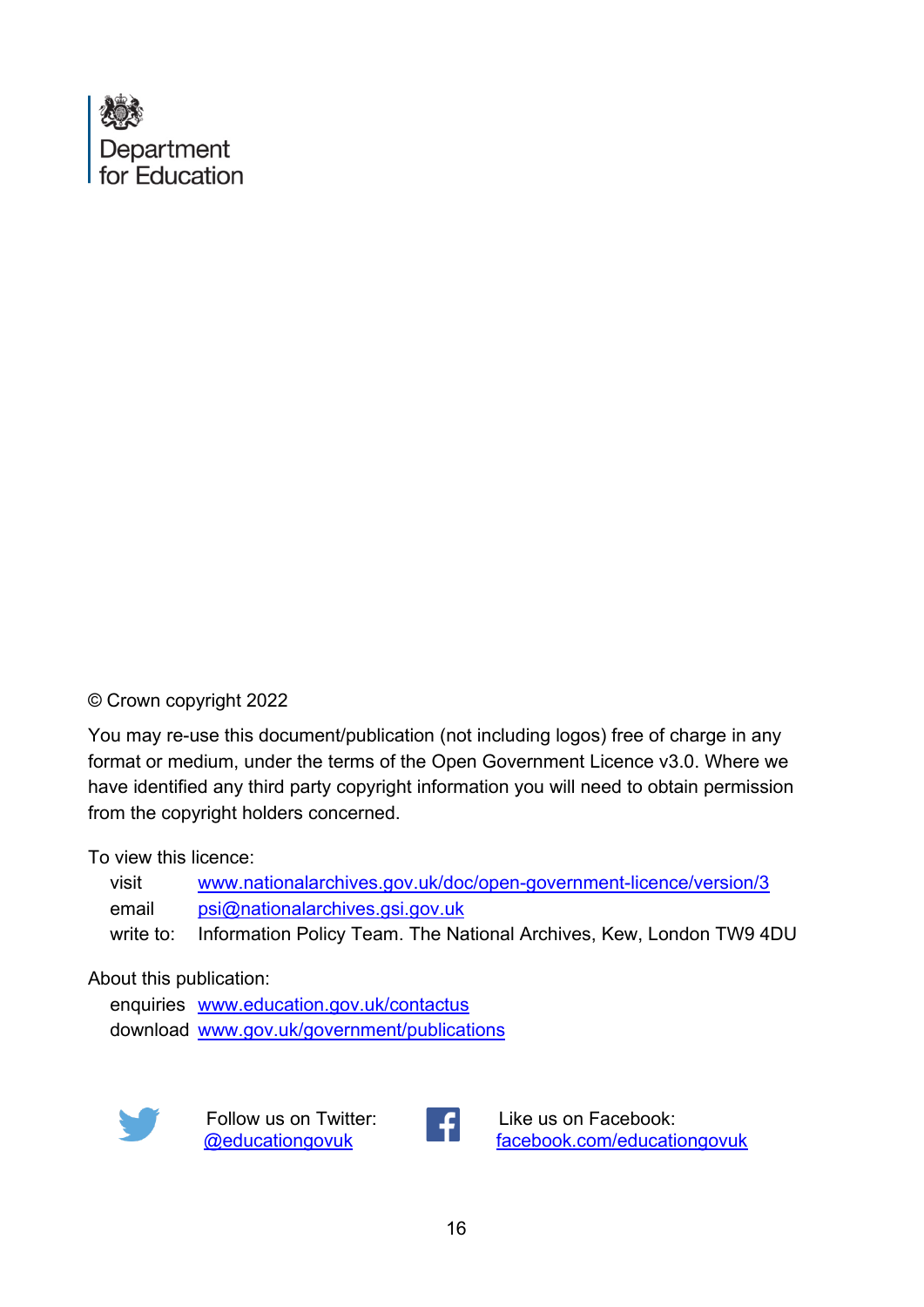Department for Education

© Crown copyright 2022

You may re-use this document/publication (not including logos) free of charge in any format or medium, under the terms of the Open Government Licence v3.0. Where we have identified any third party copyright information you will need to obtain permission from the copyright holders concerned.

To view this licence:

visit www.nationalarchives.gov.uk/doc/open-government-licence/version/3
email psi@nationalarchives.gsi.gov.uk
write to: Information Policy Team. The National Archives, Kew, London TW9 4DU

About this publication:

enquiries www.education.gov.uk/contactus
download www.gov.uk/government/publications

Follow us on Twitter:
@educationgovuk

Like us on Facebook:
facebook.com/educationgovuk